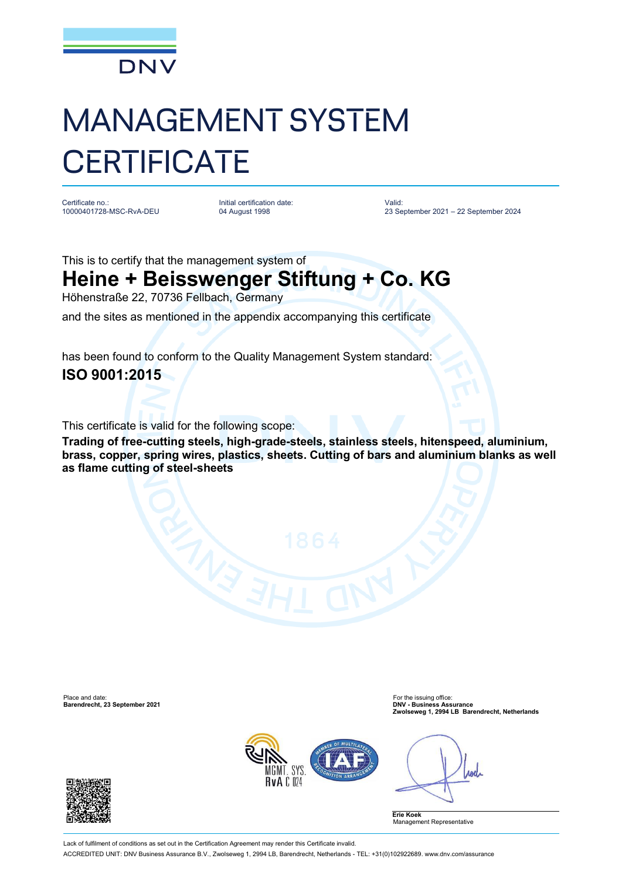DNV

# MANAGEMENT SYSTEM CERTIFICATE

| Certificate no.: | Initial certification date: | Valid: |
|---|---|---|
| 10000401728-MSC-RvA-DEU | 04 August 1998 | 23 September 2021 – 22 September 2024 |

This is to certify that the management system of

## Heine + Beisswenger Stiftung + Co. KG

Höhenstraße 22, 70736 Fellbach, Germany

and the sites as mentioned in the appendix accompanying this certificate

has been found to conform to the Quality Management System standard:

## ISO 9001:2015

This certificate is valid for the following scope:

**Trading of free-cutting steels, high-grade-steels, stainless steels, hitenspeed, aluminium, brass, copper, spring wires, plastics, sheets. Cutting of bars and aluminium blanks as well as flame cutting of steel-sheets**

Place and date:
**Barendrecht, 23 September 2021**

For the issuing office:
**DNV - Business Assurance**
**Zwolseweg 1, 2994 LB Barendrecht, Netherlands**

MGMT. SYS.
RvA C 024

**Erie Koek**
Management Representative

Lack of fulfilment of conditions as set out in the Certification Agreement may render this Certificate invalid.

ACCREDITED UNIT: DNV Business Assurance B.V., Zwolseweg 1, 2994 LB, Barendrecht, Netherlands - TEL: +31(0)102922689. www.dnv.com/assurance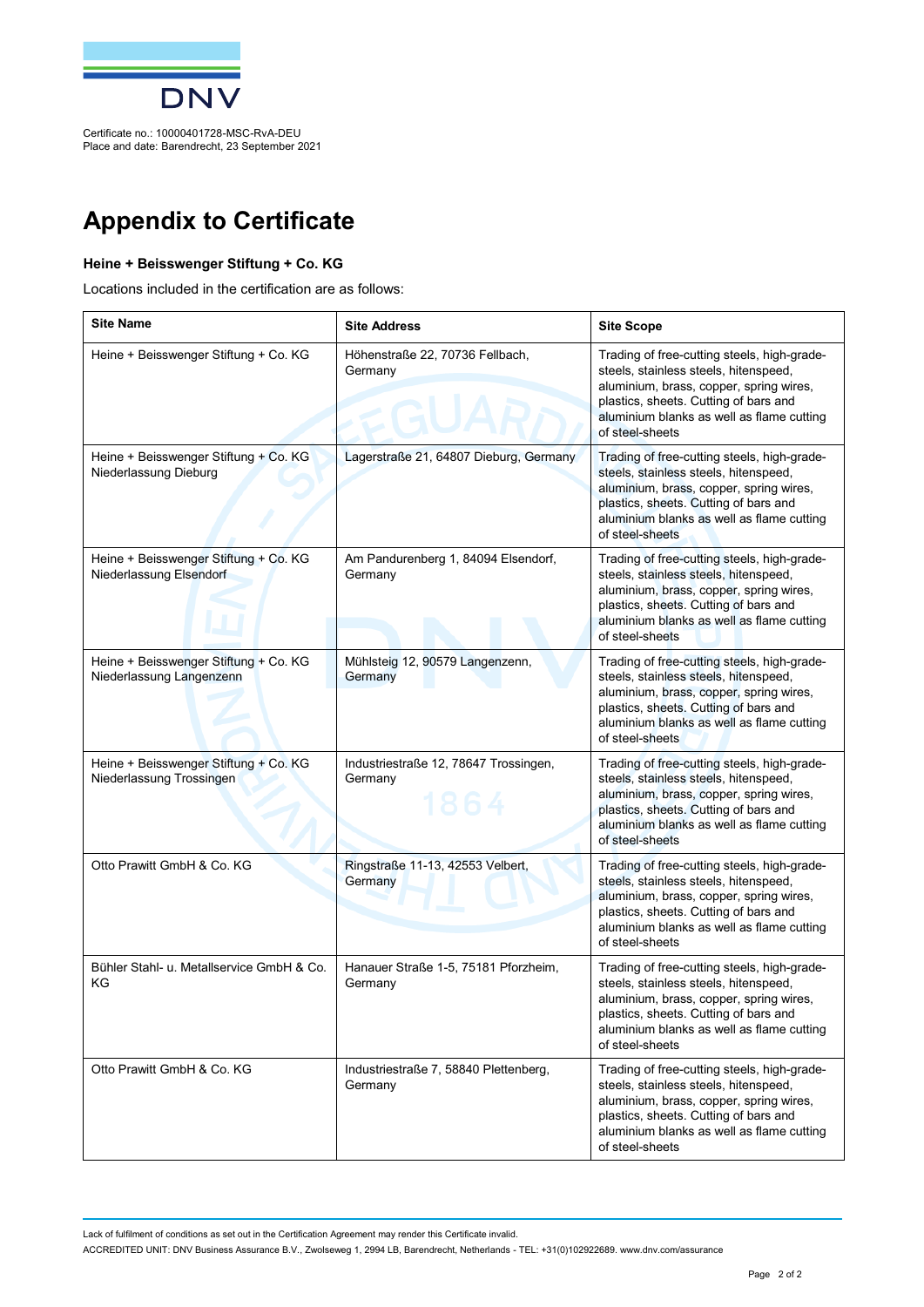Certificate no.: 10000401728-MSC-RvA-DEU
Place and date: Barendrecht, 23 September 2021

# Appendix to Certificate

### Heine + Beisswenger Stiftung + Co. KG

Locations included in the certification are as follows:

| Site Name | Site Address | Site Scope |
|---|---|---|
| Heine + Beisswenger Stiftung + Co. KG | Höhenstraße 22, 70736 Fellbach, Germany | Trading of free-cutting steels, high-grade-steels, stainless steels, hitenspeed, aluminium, brass, copper, spring wires, plastics, sheets. Cutting of bars and aluminium blanks as well as flame cutting of steel-sheets |
| Heine + Beisswenger Stiftung + Co. KG Niederlassung Dieburg | Lagerstraße 21, 64807 Dieburg, Germany | Trading of free-cutting steels, high-grade-steels, stainless steels, hitenspeed, aluminium, brass, copper, spring wires, plastics, sheets. Cutting of bars and aluminium blanks as well as flame cutting of steel-sheets |
| Heine + Beisswenger Stiftung + Co. KG Niederlassung Elsendorf | Am Pandurenberg 1, 84094 Elsendorf, Germany | Trading of free-cutting steels, high-grade-steels, stainless steels, hitenspeed, aluminium, brass, copper, spring wires, plastics, sheets. Cutting of bars and aluminium blanks as well as flame cutting of steel-sheets |
| Heine + Beisswenger Stiftung + Co. KG Niederlassung Langenzenn | Mühlsteig 12, 90579 Langenzenn, Germany | Trading of free-cutting steels, high-grade-steels, stainless steels, hitenspeed, aluminium, brass, copper, spring wires, plastics, sheets. Cutting of bars and aluminium blanks as well as flame cutting of steel-sheets |
| Heine + Beisswenger Stiftung + Co. KG Niederlassung Trossingen | Industriestraße 12, 78647 Trossingen, Germany | Trading of free-cutting steels, high-grade-steels, stainless steels, hitenspeed, aluminium, brass, copper, spring wires, plastics, sheets. Cutting of bars and aluminium blanks as well as flame cutting of steel-sheets |
| Otto Prawitt GmbH & Co. KG | Ringstraße 11-13, 42553 Velbert, Germany | Trading of free-cutting steels, high-grade-steels, stainless steels, hitenspeed, aluminium, brass, copper, spring wires, plastics, sheets. Cutting of bars and aluminium blanks as well as flame cutting of steel-sheets |
| Bühler Stahl- u. Metallservice GmbH & Co. KG | Hanauer Straße 1-5, 75181 Pforzheim, Germany | Trading of free-cutting steels, high-grade-steels, stainless steels, hitenspeed, aluminium, brass, copper, spring wires, plastics, sheets. Cutting of bars and aluminium blanks as well as flame cutting of steel-sheets |
| Otto Prawitt GmbH & Co. KG | Industriestraße 7, 58840 Plettenberg, Germany | Trading of free-cutting steels, high-grade-steels, stainless steels, hitenspeed, aluminium, brass, copper, spring wires, plastics, sheets. Cutting of bars and aluminium blanks as well as flame cutting of steel-sheets |

Lack of fulfilment of conditions as set out in the Certification Agreement may render this Certificate invalid.

ACCREDITED UNIT: DNV Business Assurance B.V., Zwolseweg 1, 2994 LB, Barendrecht, Netherlands - TEL: +31(0)102922689. www.dnv.com/assurance